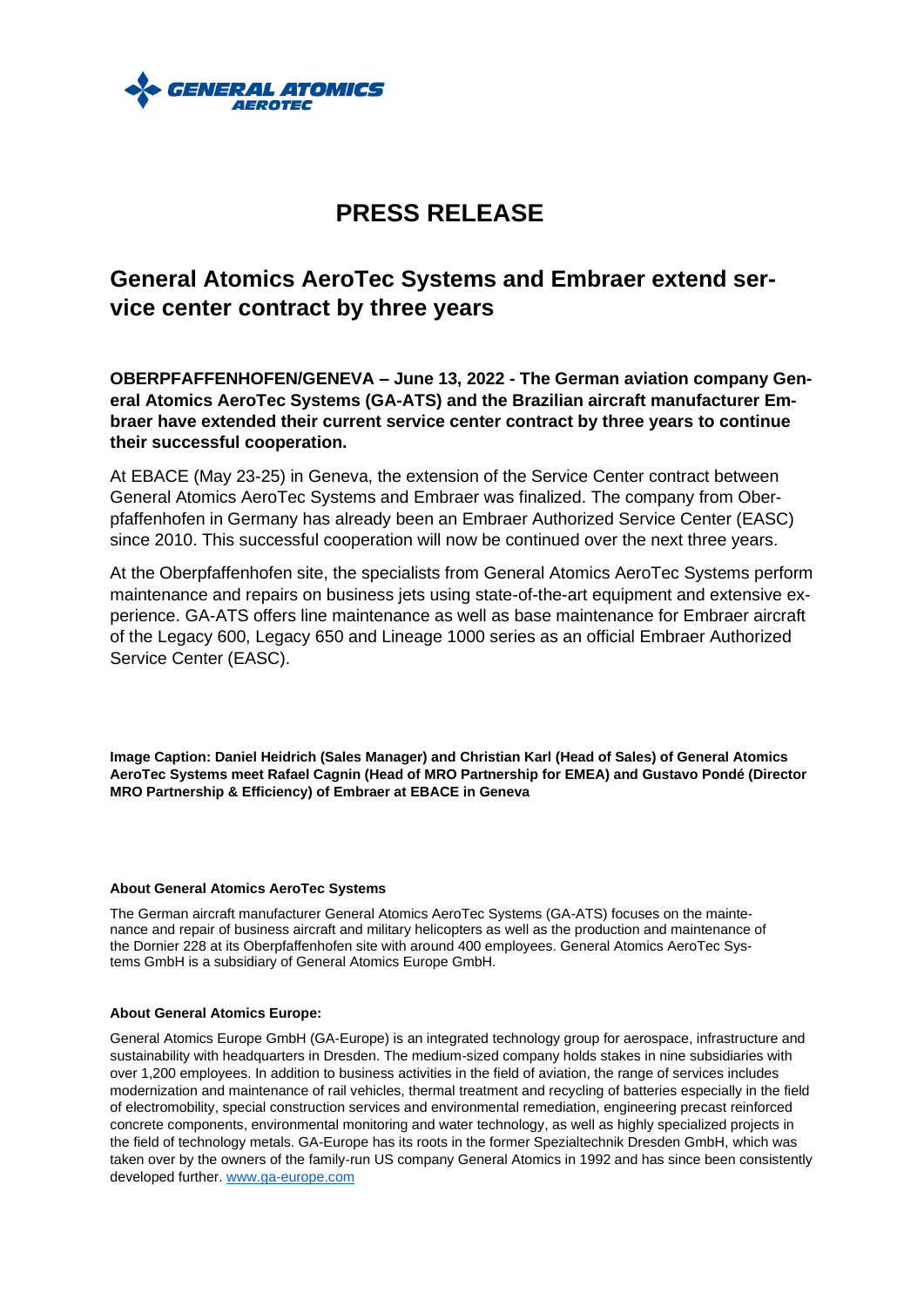GENERAL ATOMICS AEROTEC

# PRESS RELEASE

## General Atomics AeroTec Systems and Embraer extend service center contract by three years

**OBERPFAFFENHOFEN/GENEVA – June 13, 2022 - The German aviation company General Atomics AeroTec Systems (GA-ATS) and the Brazilian aircraft manufacturer Embraer have extended their current service center contract by three years to continue their successful cooperation.**

At EBACE (May 23-25) in Geneva, the extension of the Service Center contract between General Atomics AeroTec Systems and Embraer was finalized. The company from Oberpfaffenhofen in Germany has already been an Embraer Authorized Service Center (EASC) since 2010. This successful cooperation will now be continued over the next three years.

At the Oberpfaffenhofen site, the specialists from General Atomics AeroTec Systems perform maintenance and repairs on business jets using state-of-the-art equipment and extensive experience. GA-ATS offers line maintenance as well as base maintenance for Embraer aircraft of the Legacy 600, Legacy 650 and Lineage 1000 series as an official Embraer Authorized Service Center (EASC).

**Image Caption: Daniel Heidrich (Sales Manager) and Christian Karl (Head of Sales) of General Atomics AeroTec Systems meet Rafael Cagnin (Head of MRO Partnership for EMEA) and Gustavo Pondé (Director MRO Partnership & Efficiency) of Embraer at EBACE in Geneva**

#### About General Atomics AeroTec Systems

The German aircraft manufacturer General Atomics AeroTec Systems (GA-ATS) focuses on the maintenance and repair of business aircraft and military helicopters as well as the production and maintenance of the Dornier 228 at its Oberpfaffenhofen site with around 400 employees. General Atomics AeroTec Systems GmbH is a subsidiary of General Atomics Europe GmbH.

#### About General Atomics Europe:

General Atomics Europe GmbH (GA-Europe) is an integrated technology group for aerospace, infrastructure and sustainability with headquarters in Dresden. The medium-sized company holds stakes in nine subsidiaries with over 1,200 employees. In addition to business activities in the field of aviation, the range of services includes modernization and maintenance of rail vehicles, thermal treatment and recycling of batteries especially in the field of electromobility, special construction services and environmental remediation, engineering precast reinforced concrete components, environmental monitoring and water technology, as well as highly specialized projects in the field of technology metals. GA-Europe has its roots in the former Spezialtechnik Dresden GmbH, which was taken over by the owners of the family-run US company General Atomics in 1992 and has since been consistently developed further. www.ga-europe.com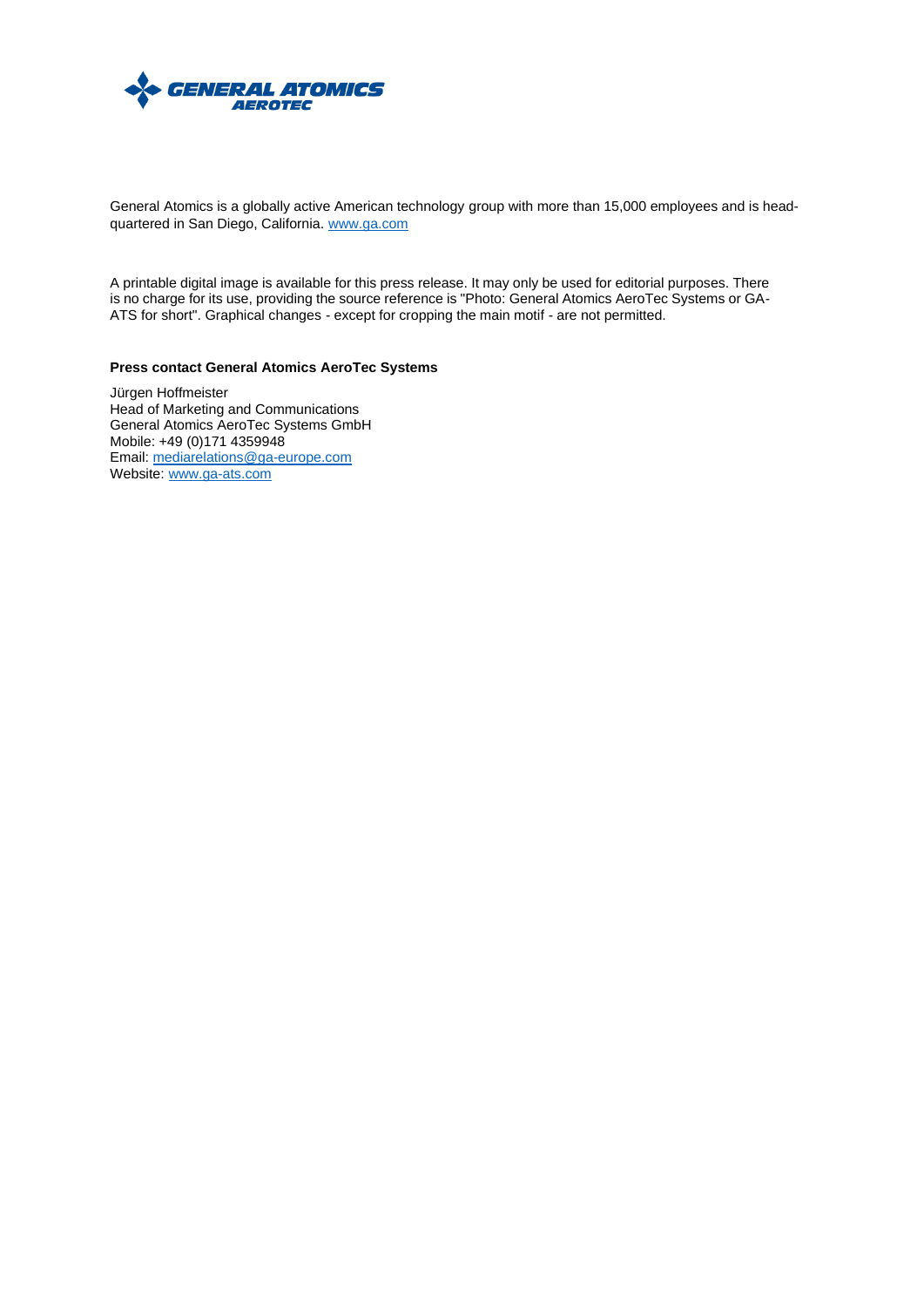General Atomics is a globally active American technology group with more than 15,000 employees and is head-quartered in San Diego, California. www.ga.com

A printable digital image is available for this press release. It may only be used for editorial purposes. There is no charge for its use, providing the source reference is "Photo: General Atomics AeroTec Systems or GA-ATS for short". Graphical changes - except for cropping the main motif - are not permitted.

**Press contact General Atomics AeroTec Systems**

Jürgen Hoffmeister
Head of Marketing and Communications
General Atomics AeroTec Systems GmbH
Mobile: +49 (0)171 4359948
Email: mediarelations@ga-europe.com
Website: www.ga-ats.com